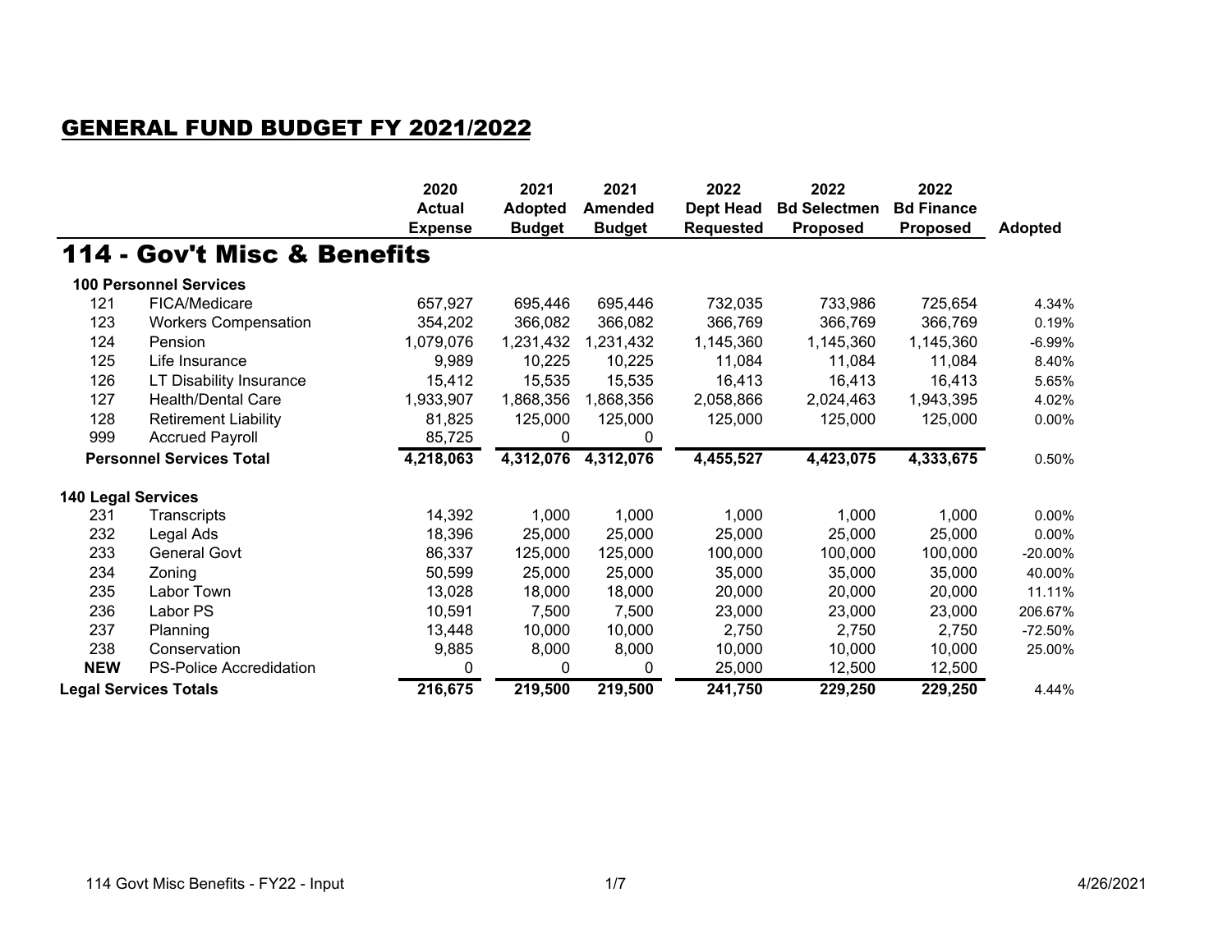# GENERAL FUND BUDGET FY 2021/2022

## 114 - Gov't Misc & Benefits

| | | 2020 Actual Expense | 2021 Adopted Budget | 2021 Amended Budget | 2022 Dept Head Requested | 2022 Bd Selectmen Proposed | 2022 Bd Finance Proposed | Adopted |
|---|---|---|---|---|---|---|---|---|
| **100 Personnel Services** | | | | | | | | |
| 121 | FICA/Medicare | 657,927 | 695,446 | 695,446 | 732,035 | 733,986 | 725,654 | 4.34% |
| 123 | Workers Compensation | 354,202 | 366,082 | 366,082 | 366,769 | 366,769 | 366,769 | 0.19% |
| 124 | Pension | 1,079,076 | 1,231,432 | 1,231,432 | 1,145,360 | 1,145,360 | 1,145,360 | -6.99% |
| 125 | Life Insurance | 9,989 | 10,225 | 10,225 | 11,084 | 11,084 | 11,084 | 8.40% |
| 126 | LT Disability Insurance | 15,412 | 15,535 | 15,535 | 16,413 | 16,413 | 16,413 | 5.65% |
| 127 | Health/Dental Care | 1,933,907 | 1,868,356 | 1,868,356 | 2,058,866 | 2,024,463 | 1,943,395 | 4.02% |
| 128 | Retirement Liability | 81,825 | 125,000 | 125,000 | 125,000 | 125,000 | 125,000 | 0.00% |
| 999 | Accrued Payroll | 85,725 | 0 | 0 | | | | |
| **Personnel Services Total** | | **4,218,063** | **4,312,076** | **4,312,076** | **4,455,527** | **4,423,075** | **4,333,675** | 0.50% |
| **140 Legal Services** | | | | | | | | |
| 231 | Transcripts | 14,392 | 1,000 | 1,000 | 1,000 | 1,000 | 1,000 | 0.00% |
| 232 | Legal Ads | 18,396 | 25,000 | 25,000 | 25,000 | 25,000 | 25,000 | 0.00% |
| 233 | General Govt | 86,337 | 125,000 | 125,000 | 100,000 | 100,000 | 100,000 | -20.00% |
| 234 | Zoning | 50,599 | 25,000 | 25,000 | 35,000 | 35,000 | 35,000 | 40.00% |
| 235 | Labor Town | 13,028 | 18,000 | 18,000 | 20,000 | 20,000 | 20,000 | 11.11% |
| 236 | Labor PS | 10,591 | 7,500 | 7,500 | 23,000 | 23,000 | 23,000 | 206.67% |
| 237 | Planning | 13,448 | 10,000 | 10,000 | 2,750 | 2,750 | 2,750 | -72.50% |
| 238 | Conservation | 9,885 | 8,000 | 8,000 | 10,000 | 10,000 | 10,000 | 25.00% |
| **NEW** | PS-Police Accredidation | 0 | 0 | 0 | 25,000 | 12,500 | 12,500 | |
| **Legal Services Totals** | | **216,675** | **219,500** | **219,500** | **241,750** | **229,250** | **229,250** | 4.44% |

114 Govt Misc Benefits - FY22 - Input 4/26/2021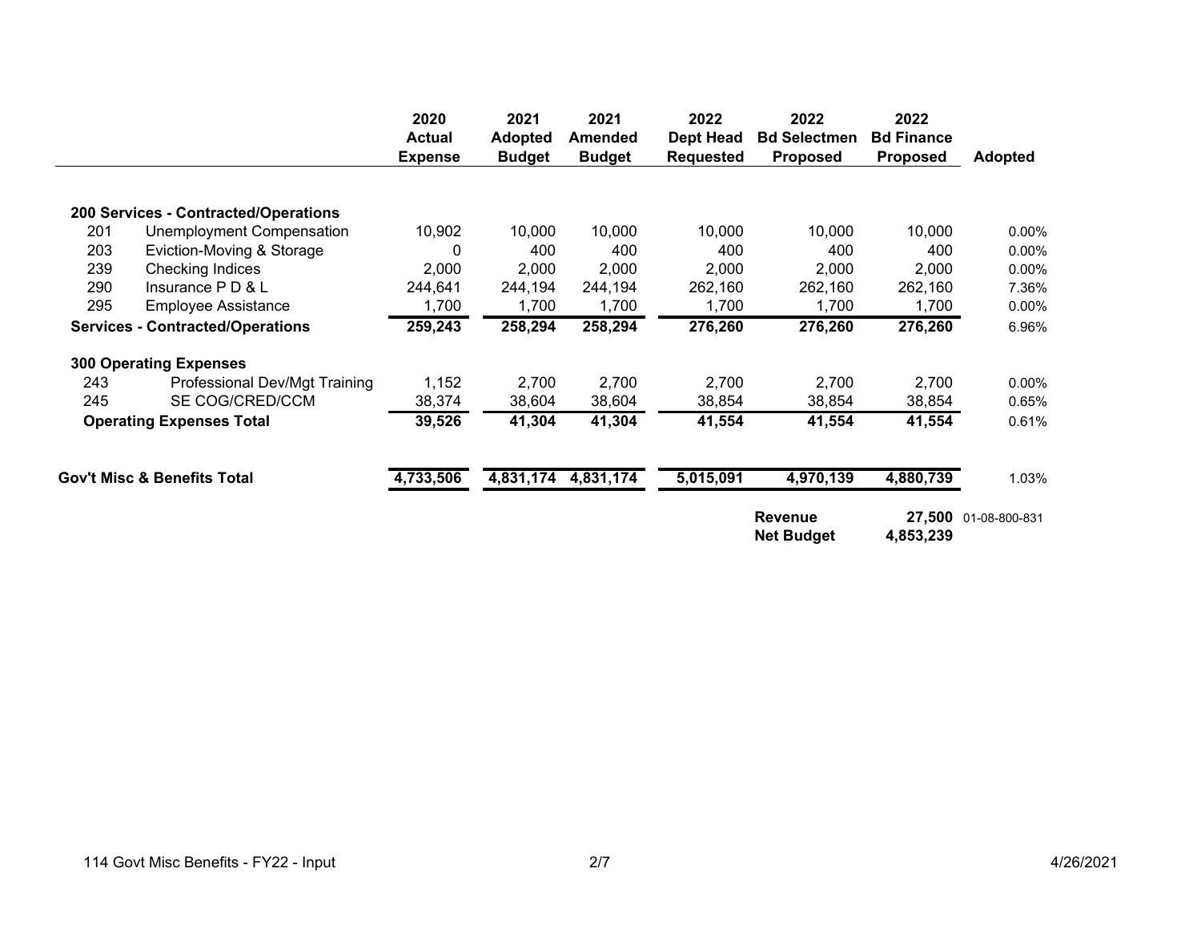| | | 2020 Actual Expense | 2021 Adopted Budget | 2021 Amended Budget | 2022 Dept Head Requested | 2022 Bd Selectmen Proposed | 2022 Bd Finance Proposed | Adopted |
|---|---|---|---|---|---|---|---|---|
| **200 Services - Contracted/Operations** | | | | | | | | |
| 201 | Unemployment Compensation | 10,902 | 10,000 | 10,000 | 10,000 | 10,000 | 10,000 | 0.00% |
| 203 | Eviction-Moving & Storage | 0 | 400 | 400 | 400 | 400 | 400 | 0.00% |
| 239 | Checking Indices | 2,000 | 2,000 | 2,000 | 2,000 | 2,000 | 2,000 | 0.00% |
| 290 | Insurance P D & L | 244,641 | 244,194 | 244,194 | 262,160 | 262,160 | 262,160 | 7.36% |
| 295 | Employee Assistance | 1,700 | 1,700 | 1,700 | 1,700 | 1,700 | 1,700 | 0.00% |
| **Services - Contracted/Operations** | | **259,243** | **258,294** | **258,294** | **276,260** | **276,260** | **276,260** | 6.96% |
| **300 Operating Expenses** | | | | | | | | |
| 243 | Professional Dev/Mgt Training | 1,152 | 2,700 | 2,700 | 2,700 | 2,700 | 2,700 | 0.00% |
| 245 | SE COG/CRED/CCM | 38,374 | 38,604 | 38,604 | 38,854 | 38,854 | 38,854 | 0.65% |
| **Operating Expenses Total** | | **39,526** | **41,304** | **41,304** | **41,554** | **41,554** | **41,554** | 0.61% |
| **Gov't Misc & Benefits Total** | | **4,733,506** | **4,831,174** | **4,831,174** | **5,015,091** | **4,970,139** | **4,880,739** | 1.03% |
| | | | | | | **Revenue** | **27,500** | 01-08-800-831 |
| | | | | | | **Net Budget** | **4,853,239** | |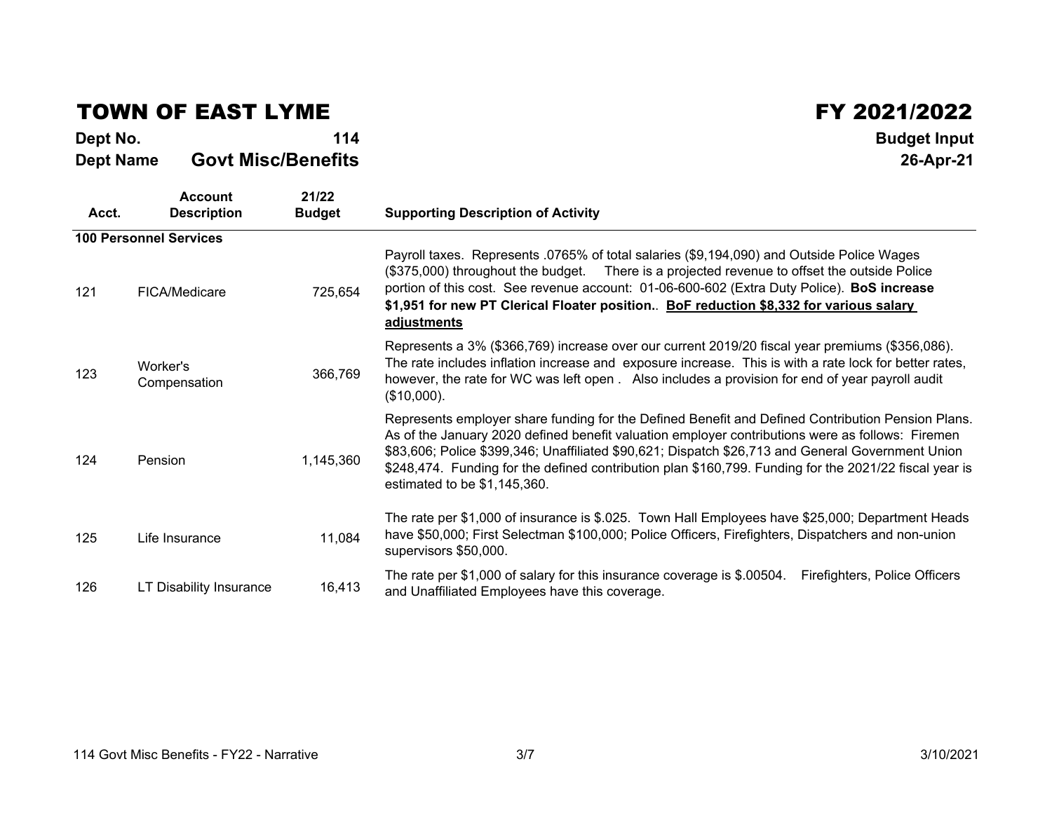# TOWN OF EAST LYME

**FY 2021/2022**

**Dept No.** 114

**Dept Name** Govt Misc/Benefits

**Budget Input**

**26-Apr-21**

| Acct. | Account Description | 21/22 Budget | Supporting Description of Activity |
|---|---|---|---|
| **100 Personnel Services** | | | |
| 121 | FICA/Medicare | 725,654 | Payroll taxes. Represents .0765% of total salaries ($9,194,090) and Outside Police Wages ($375,000) throughout the budget. There is a projected revenue to offset the outside Police portion of this cost. See revenue account: 01-06-600-602 (Extra Duty Police). **BoS increase $1,951 for new PT Clerical Floater position.**. **<u>BoF reduction $8,332 for various salary adjustments</u>** |
| 123 | Worker's Compensation | 366,769 | Represents a 3% ($366,769) increase over our current 2019/20 fiscal year premiums ($356,086). The rate includes inflation increase and exposure increase. This is with a rate lock for better rates, however, the rate for WC was left open . Also includes a provision for end of year payroll audit ($10,000). |
| 124 | Pension | 1,145,360 | Represents employer share funding for the Defined Benefit and Defined Contribution Pension Plans. As of the January 2020 defined benefit valuation employer contributions were as follows: Firemen $83,606; Police $399,346; Unaffiliated $90,621; Dispatch $26,713 and General Government Union $248,474. Funding for the defined contribution plan $160,799. Funding for the 2021/22 fiscal year is estimated to be $1,145,360. |
| 125 | Life Insurance | 11,084 | The rate per $1,000 of insurance is $.025. Town Hall Employees have $25,000; Department Heads have $50,000; First Selectman $100,000; Police Officers, Firefighters, Dispatchers and non-union supervisors $50,000. |
| 126 | LT Disability Insurance | 16,413 | The rate per $1,000 of salary for this insurance coverage is $.00504. Firefighters, Police Officers and Unaffiliated Employees have this coverage. |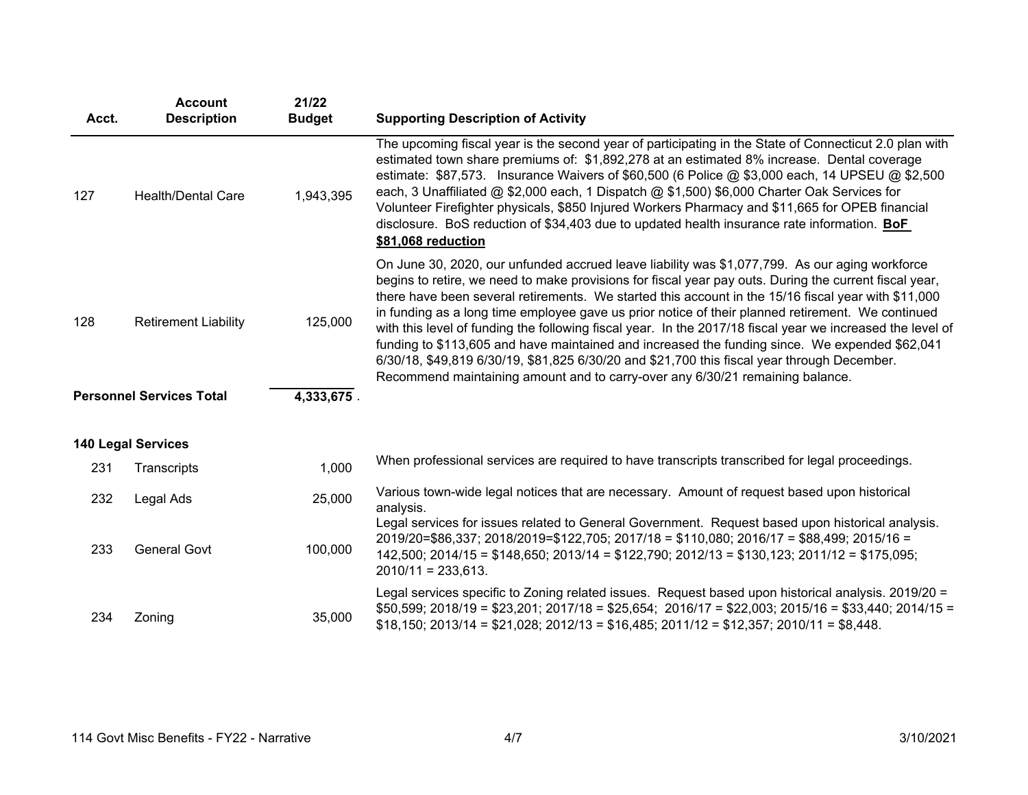| Acct. | Account Description | 21/22 Budget | Supporting Description of Activity |
|---|---|---|---|
| 127 | Health/Dental Care | 1,943,395 | The upcoming fiscal year is the second year of participating in the State of Connecticut 2.0 plan with estimated town share premiums of: $1,892,278 at an estimated 8% increase. Dental coverage estimate: $87,573. Insurance Waivers of $60,500 (6 Police @ $3,000 each, 14 UPSEU @ $2,500 each, 3 Unaffiliated @ $2,000 each, 1 Dispatch @ $1,500) $6,000 Charter Oak Services for Volunteer Firefighter physicals, $850 Injured Workers Pharmacy and $11,665 for OPEB financial disclosure. BoS reduction of $34,403 due to updated health insurance rate information. **BoF $81,068 reduction** |
| 128 | Retirement Liability | 125,000 | On June 30, 2020, our unfunded accrued leave liability was $1,077,799. As our aging workforce begins to retire, we need to make provisions for fiscal year pay outs. During the current fiscal year, there have been several retirements. We started this account in the 15/16 fiscal year with $11,000 in funding as a long time employee gave us prior notice of their planned retirement. We continued with this level of funding the following fiscal year. In the 2017/18 fiscal year we increased the level of funding to $113,605 and have maintained and increased the funding since. We expended $62,041 6/30/18, $49,819 6/30/19, $81,825 6/30/20 and $21,700 this fiscal year through December. Recommend maintaining amount and to carry-over any 6/30/21 remaining balance. |
| **Personnel Services Total** | | **4,333,675** . | |
| **140 Legal Services** | | | |
| 231 | Transcripts | 1,000 | When professional services are required to have transcripts transcribed for legal proceedings. |
| 232 | Legal Ads | 25,000 | Various town-wide legal notices that are necessary. Amount of request based upon historical analysis. |
| 233 | General Govt | 100,000 | Legal services for issues related to General Government. Request based upon historical analysis. 2019/20=$86,337; 2018/2019=$122,705; 2017/18 = $110,080; 2016/17 = $88,499; 2015/16 = 142,500; 2014/15 = $148,650; 2013/14 = $122,790; 2012/13 = $130,123; 2011/12 = $175,095; 2010/11 = 233,613. |
| 234 | Zoning | 35,000 | Legal services specific to Zoning related issues. Request based upon historical analysis. 2019/20 = $50,599; 2018/19 = $23,201; 2017/18 = $25,654; 2016/17 = $22,003; 2015/16 = $33,440; 2014/15 = $18,150; 2013/14 = $21,028; 2012/13 = $16,485; 2011/12 = $12,357; 2010/11 = $8,448. |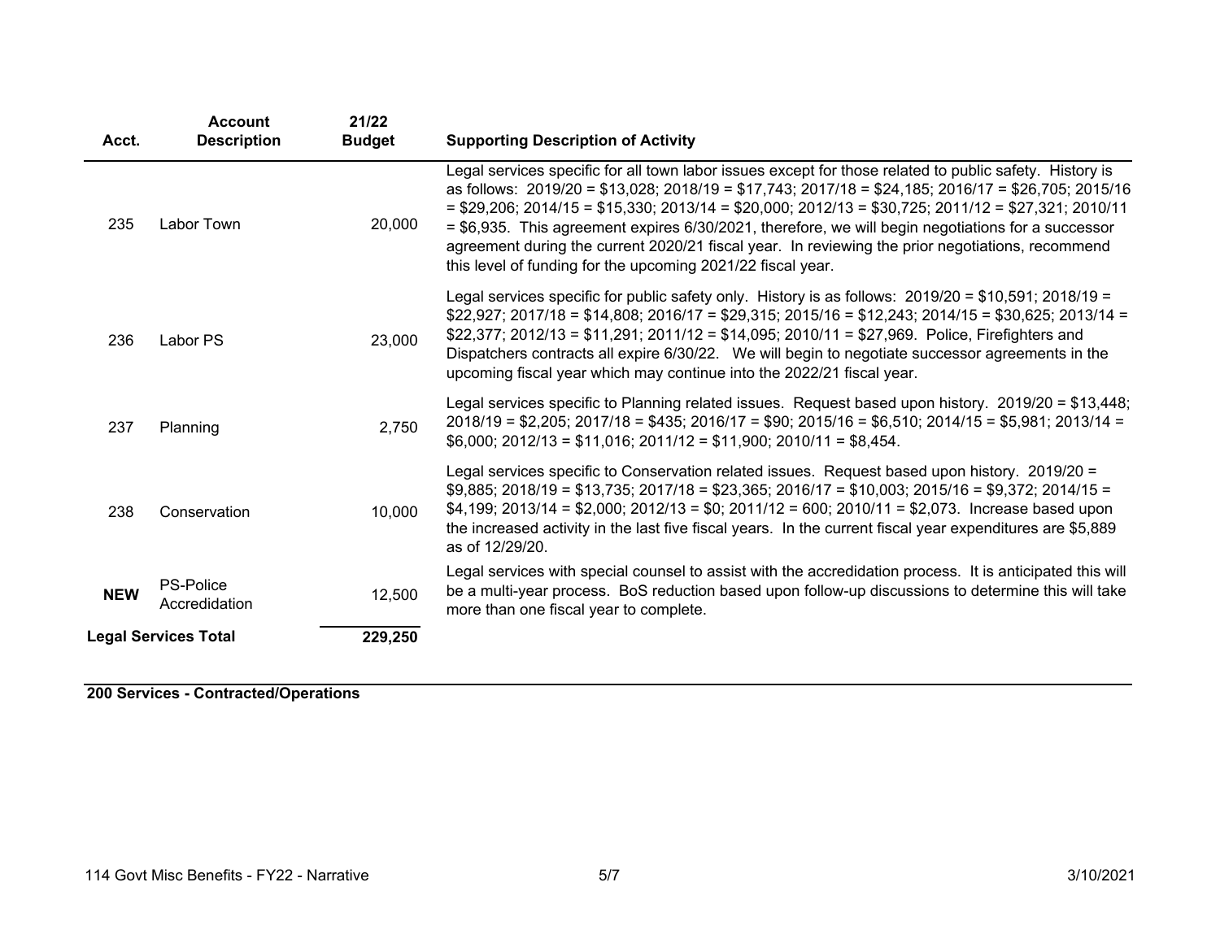| Acct. | Account Description | 21/22 Budget | Supporting Description of Activity |
|---|---|---|---|
| 235 | Labor Town | 20,000 | Legal services specific for all town labor issues except for those related to public safety. History is as follows: 2019/20 = $13,028; 2018/19 = $17,743; 2017/18 = $24,185; 2016/17 = $26,705; 2015/16 = $29,206; 2014/15 = $15,330; 2013/14 = $20,000; 2012/13 = $30,725; 2011/12 = $27,321; 2010/11 = $6,935. This agreement expires 6/30/2021, therefore, we will begin negotiations for a successor agreement during the current 2020/21 fiscal year. In reviewing the prior negotiations, recommend this level of funding for the upcoming 2021/22 fiscal year. |
| 236 | Labor PS | 23,000 | Legal services specific for public safety only. History is as follows: 2019/20 = $10,591; 2018/19 = $22,927; 2017/18 = $14,808; 2016/17 = $29,315; 2015/16 = $12,243; 2014/15 = $30,625; 2013/14 = $22,377; 2012/13 = $11,291; 2011/12 = $14,095; 2010/11 = $27,969. Police, Firefighters and Dispatchers contracts all expire 6/30/22. We will begin to negotiate successor agreements in the upcoming fiscal year which may continue into the 2022/21 fiscal year. |
| 237 | Planning | 2,750 | Legal services specific to Planning related issues. Request based upon history. 2019/20 = $13,448; 2018/19 = $2,205; 2017/18 = $435; 2016/17 = $90; 2015/16 = $6,510; 2014/15 = $5,981; 2013/14 = $6,000; 2012/13 = $11,016; 2011/12 = $11,900; 2010/11 = $8,454. |
| 238 | Conservation | 10,000 | Legal services specific to Conservation related issues. Request based upon history. 2019/20 = $9,885; 2018/19 = $13,735; 2017/18 = $23,365; 2016/17 = $10,003; 2015/16 = $9,372; 2014/15 = $4,199; 2013/14 = $2,000; 2012/13 = $0; 2011/12 = 600; 2010/11 = $2,073. Increase based upon the increased activity in the last five fiscal years. In the current fiscal year expenditures are $5,889 as of 12/29/20. |
| **NEW** | PS-Police Accredidation | 12,500 | Legal services with special counsel to assist with the accredidation process. It is anticipated this will be a multi-year process. BoS reduction based upon follow-up discussions to determine this will take more than one fiscal year to complete. |
| **Legal Services Total** | | **229,250** | |

**200 Services - Contracted/Operations**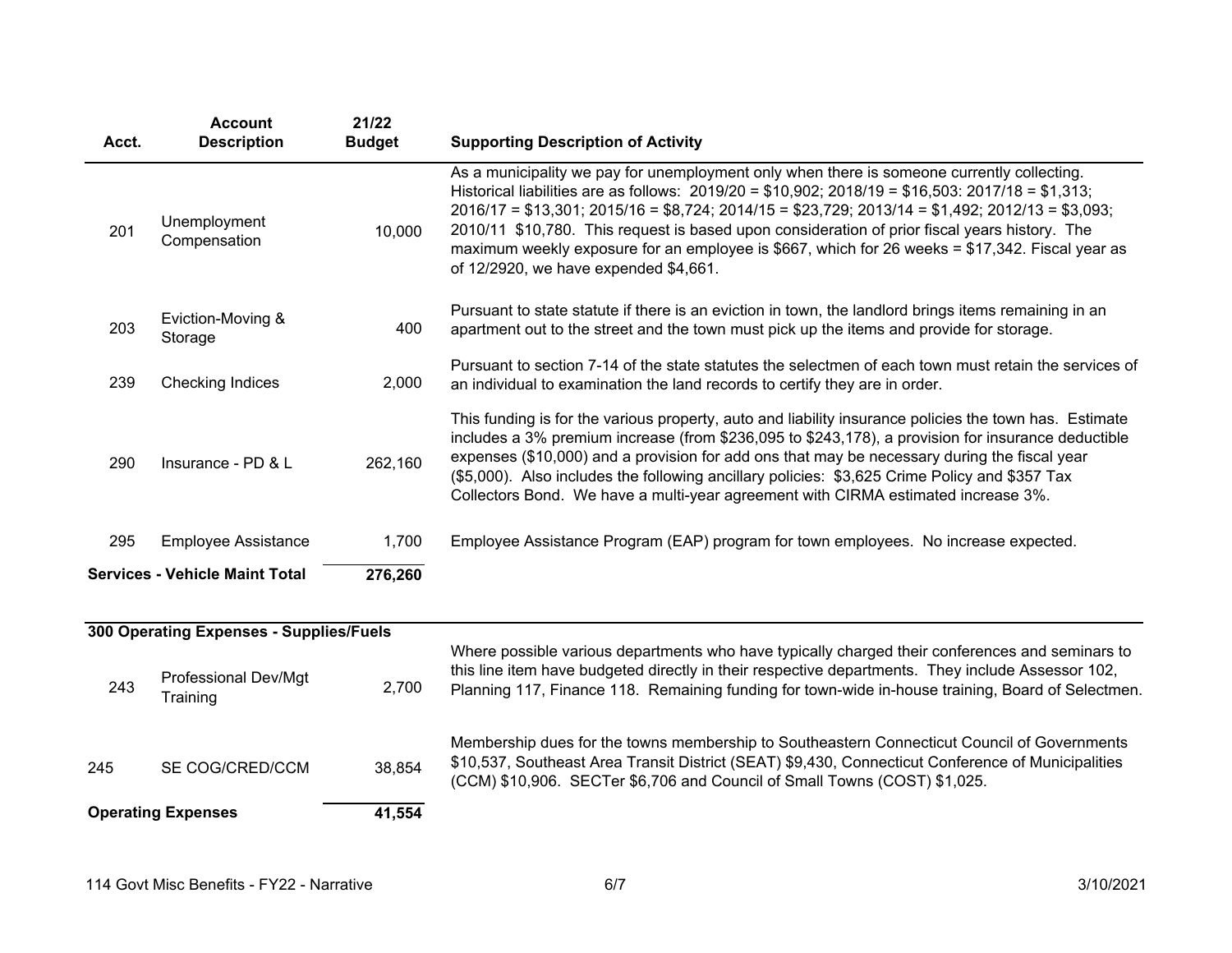| Acct. | Account Description | 21/22 Budget | Supporting Description of Activity |
|---|---|---|---|
| 201 | Unemployment Compensation | 10,000 | As a municipality we pay for unemployment only when there is someone currently collecting. Historical liabilities are as follows: 2019/20 = $10,902; 2018/19 = $16,503: 2017/18 = $1,313; 2016/17 = $13,301; 2015/16 = $8,724; 2014/15 = $23,729; 2013/14 = $1,492; 2012/13 = $3,093; 2010/11 $10,780. This request is based upon consideration of prior fiscal years history. The maximum weekly exposure for an employee is $667, which for 26 weeks = $17,342. Fiscal year as of 12/2920, we have expended $4,661. |
| 203 | Eviction-Moving & Storage | 400 | Pursuant to state statute if there is an eviction in town, the landlord brings items remaining in an apartment out to the street and the town must pick up the items and provide for storage. |
| 239 | Checking Indices | 2,000 | Pursuant to section 7-14 of the state statutes the selectmen of each town must retain the services of an individual to examination the land records to certify they are in order. |
| 290 | Insurance - PD & L | 262,160 | This funding is for the various property, auto and liability insurance policies the town has. Estimate includes a 3% premium increase (from $236,095 to $243,178), a provision for insurance deductible expenses ($10,000) and a provision for add ons that may be necessary during the fiscal year ($5,000). Also includes the following ancillary policies: $3,625 Crime Policy and $357 Tax Collectors Bond. We have a multi-year agreement with CIRMA estimated increase 3%. |
| 295 | Employee Assistance | 1,700 | Employee Assistance Program (EAP) program for town employees. No increase expected. |
| **Services - Vehicle Maint Total** | | **276,260** | |

| Acct. | Account Description | 21/22 Budget | Supporting Description of Activity |
|---|---|---|---|
| **300 Operating Expenses - Supplies/Fuels** | | | |
| 243 | Professional Dev/Mgt Training | 2,700 | Where possible various departments who have typically charged their conferences and seminars to this line item have budgeted directly in their respective departments. They include Assessor 102, Planning 117, Finance 118. Remaining funding for town-wide in-house training, Board of Selectmen. |
| 245 | SE COG/CRED/CCM | 38,854 | Membership dues for the towns membership to Southeastern Connecticut Council of Governments $10,537, Southeast Area Transit District (SEAT) $9,430, Connecticut Conference of Municipalities (CCM) $10,906. SECTer $6,706 and Council of Small Towns (COST) $1,025. |
| **Operating Expenses** | | **41,554** | |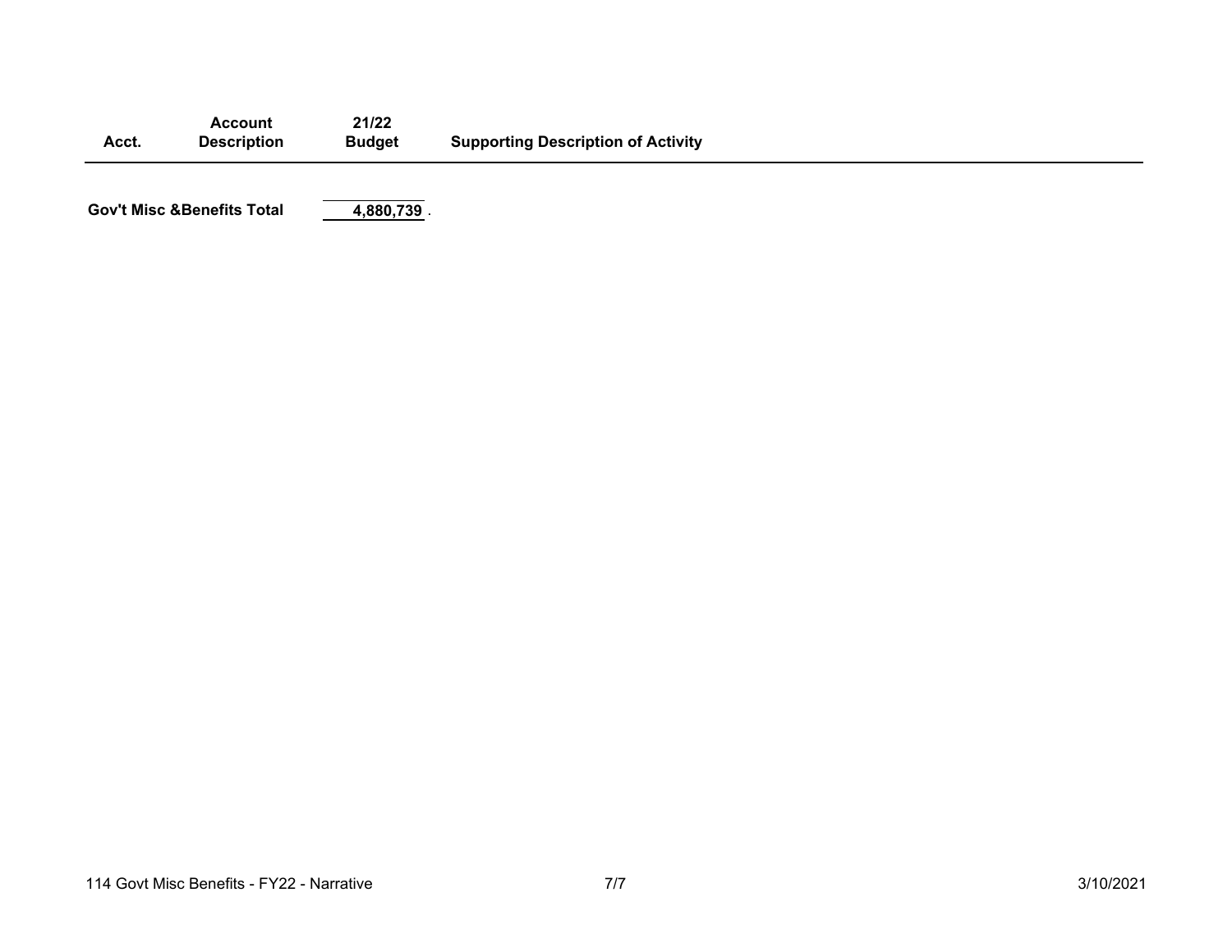| Acct. | Account Description | 21/22 Budget | Supporting Description of Activity |
| --- | --- | --- | --- |
| **Gov't Misc &Benefits Total** | | **4,880,739** | . |